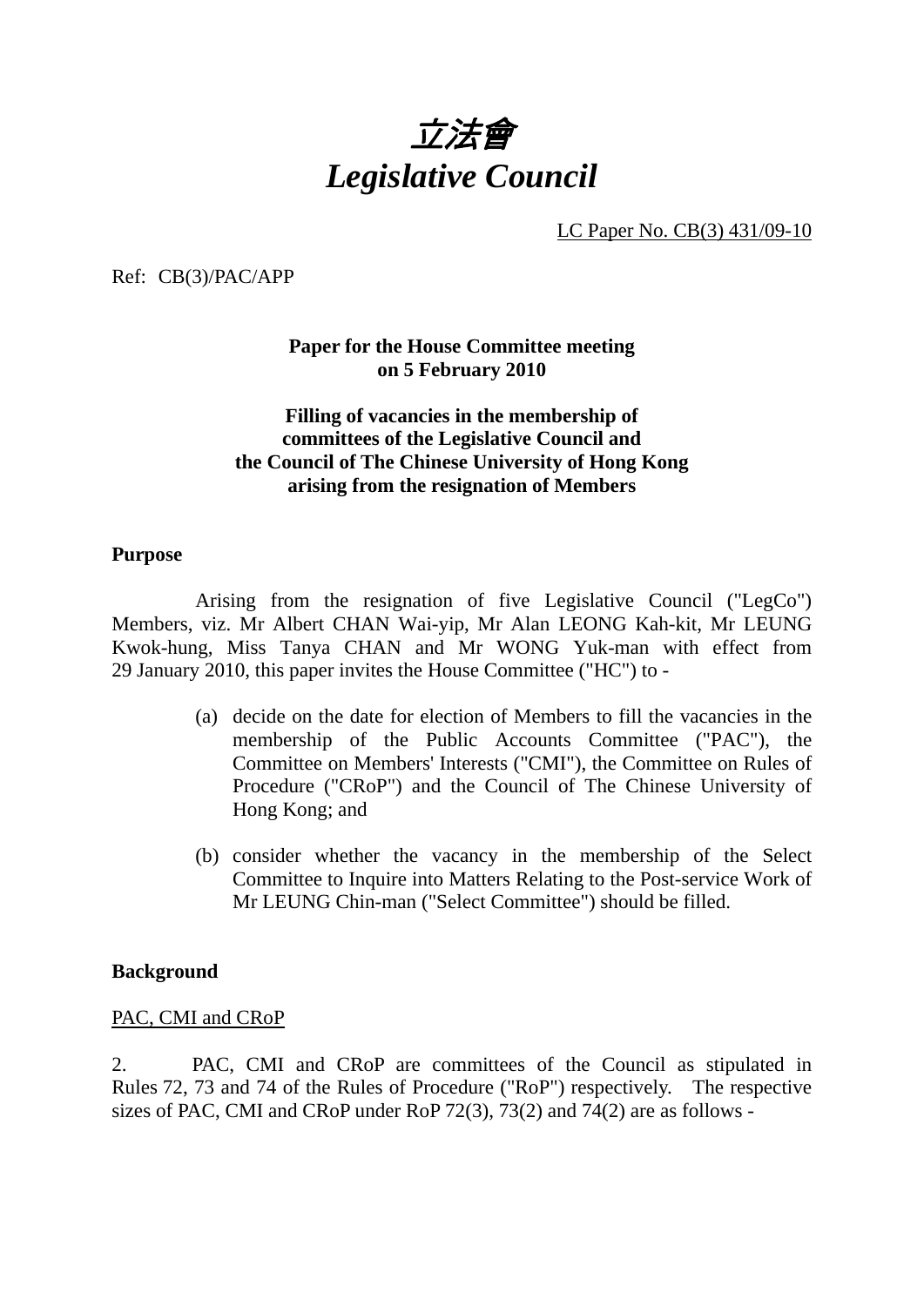# *立法會*
# *Legislative Council*

LC Paper No. CB(3) 431/09-10

Ref: CB(3)/PAC/APP

**Paper for the House Committee meeting on 5 February 2010**

**Filling of vacancies in the membership of committees of the Legislative Council and the Council of The Chinese University of Hong Kong arising from the resignation of Members**

## Purpose

Arising from the resignation of five Legislative Council ("LegCo") Members, viz. Mr Albert CHAN Wai-yip, Mr Alan LEONG Kah-kit, Mr LEUNG Kwok-hung, Miss Tanya CHAN and Mr WONG Yuk-man with effect from 29 January 2010, this paper invites the House Committee ("HC") to -

(a) decide on the date for election of Members to fill the vacancies in the membership of the Public Accounts Committee ("PAC"), the Committee on Members' Interests ("CMI"), the Committee on Rules of Procedure ("CRoP") and the Council of The Chinese University of Hong Kong; and

(b) consider whether the vacancy in the membership of the Select Committee to Inquire into Matters Relating to the Post-service Work of Mr LEUNG Chin-man ("Select Committee") should be filled.

## Background

PAC, CMI and CRoP

2. PAC, CMI and CRoP are committees of the Council as stipulated in Rules 72, 73 and 74 of the Rules of Procedure ("RoP") respectively. The respective sizes of PAC, CMI and CRoP under RoP 72(3), 73(2) and 74(2) are as follows -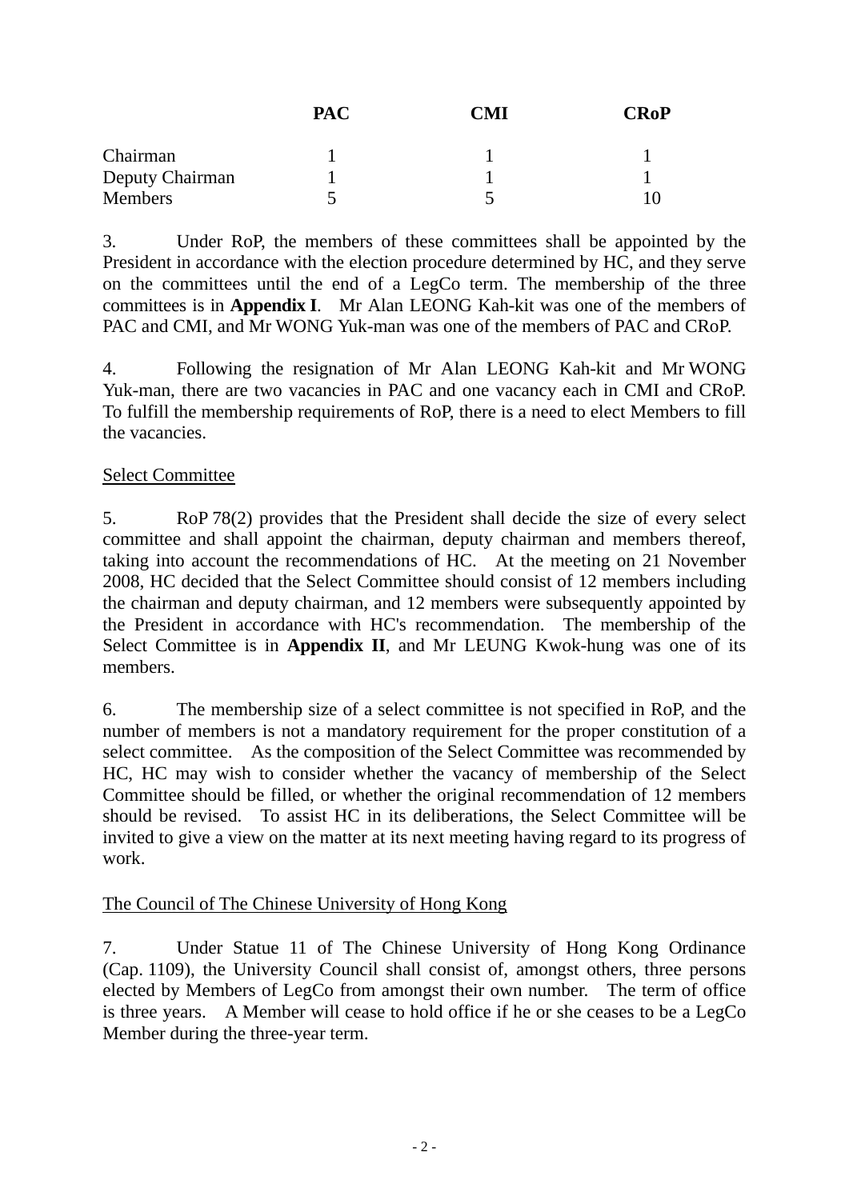| | PAC | CMI | CRoP |
|---|---|---|---|
| Chairman | 1 | 1 | 1 |
| Deputy Chairman | 1 | 1 | 1 |
| Members | 5 | 5 | 10 |

3. Under RoP, the members of these committees shall be appointed by the President in accordance with the election procedure determined by HC, and they serve on the committees until the end of a LegCo term. The membership of the three committees is in **Appendix I**. Mr Alan LEONG Kah-kit was one of the members of PAC and CMI, and Mr WONG Yuk-man was one of the members of PAC and CRoP.

4. Following the resignation of Mr Alan LEONG Kah-kit and Mr WONG Yuk-man, there are two vacancies in PAC and one vacancy each in CMI and CRoP. To fulfill the membership requirements of RoP, there is a need to elect Members to fill the vacancies.

Select Committee

5. RoP 78(2) provides that the President shall decide the size of every select committee and shall appoint the chairman, deputy chairman and members thereof, taking into account the recommendations of HC. At the meeting on 21 November 2008, HC decided that the Select Committee should consist of 12 members including the chairman and deputy chairman, and 12 members were subsequently appointed by the President in accordance with HC's recommendation. The membership of the Select Committee is in **Appendix II**, and Mr LEUNG Kwok-hung was one of its members.

6. The membership size of a select committee is not specified in RoP, and the number of members is not a mandatory requirement for the proper constitution of a select committee. As the composition of the Select Committee was recommended by HC, HC may wish to consider whether the vacancy of membership of the Select Committee should be filled, or whether the original recommendation of 12 members should be revised. To assist HC in its deliberations, the Select Committee will be invited to give a view on the matter at its next meeting having regard to its progress of work.

The Council of The Chinese University of Hong Kong

7. Under Statue 11 of The Chinese University of Hong Kong Ordinance (Cap. 1109), the University Council shall consist of, amongst others, three persons elected by Members of LegCo from amongst their own number. The term of office is three years. A Member will cease to hold office if he or she ceases to be a LegCo Member during the three-year term.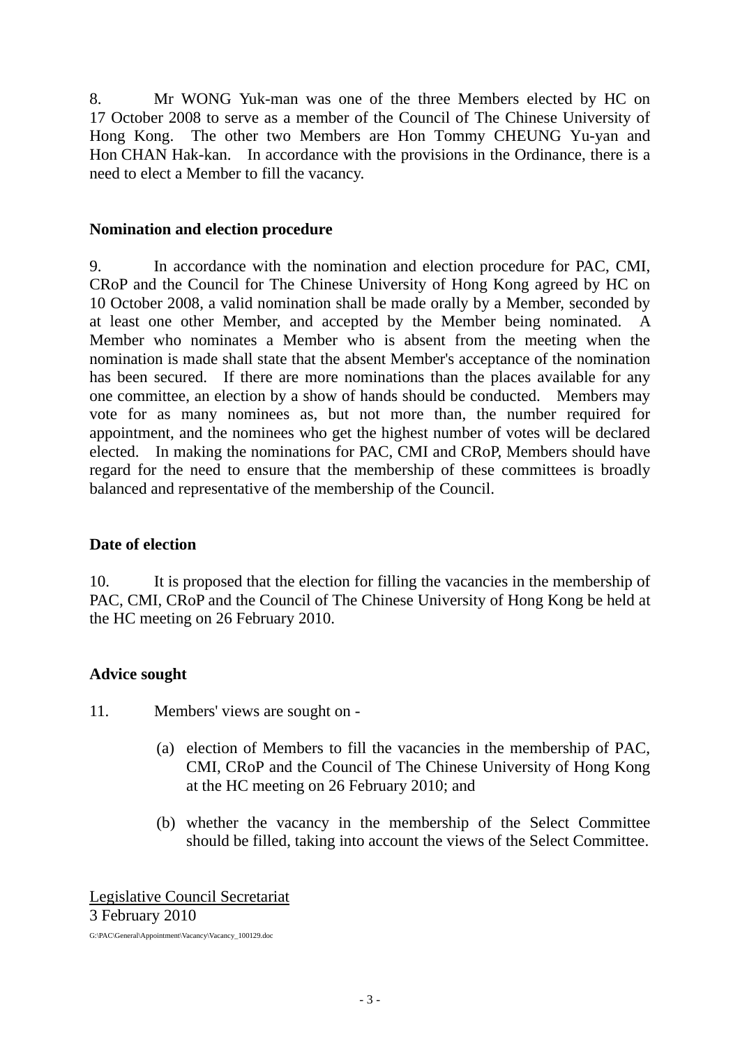8. Mr WONG Yuk-man was one of the three Members elected by HC on 17 October 2008 to serve as a member of the Council of The Chinese University of Hong Kong. The other two Members are Hon Tommy CHEUNG Yu-yan and Hon CHAN Hak-kan. In accordance with the provisions in the Ordinance, there is a need to elect a Member to fill the vacancy.

**Nomination and election procedure**

9. In accordance with the nomination and election procedure for PAC, CMI, CRoP and the Council for The Chinese University of Hong Kong agreed by HC on 10 October 2008, a valid nomination shall be made orally by a Member, seconded by at least one other Member, and accepted by the Member being nominated. A Member who nominates a Member who is absent from the meeting when the nomination is made shall state that the absent Member's acceptance of the nomination has been secured. If there are more nominations than the places available for any one committee, an election by a show of hands should be conducted. Members may vote for as many nominees as, but not more than, the number required for appointment, and the nominees who get the highest number of votes will be declared elected. In making the nominations for PAC, CMI and CRoP, Members should have regard for the need to ensure that the membership of these committees is broadly balanced and representative of the membership of the Council.

**Date of election**

10. It is proposed that the election for filling the vacancies in the membership of PAC, CMI, CRoP and the Council of The Chinese University of Hong Kong be held at the HC meeting on 26 February 2010.

**Advice sought**

11. Members' views are sought on -

(a) election of Members to fill the vacancies in the membership of PAC, CMI, CRoP and the Council of The Chinese University of Hong Kong at the HC meeting on 26 February 2010; and

(b) whether the vacancy in the membership of the Select Committee should be filled, taking into account the views of the Select Committee.

Legislative Council Secretariat
3 February 2010

G:\PAC\General\Appointment\Vacancy\Vacancy_100129.doc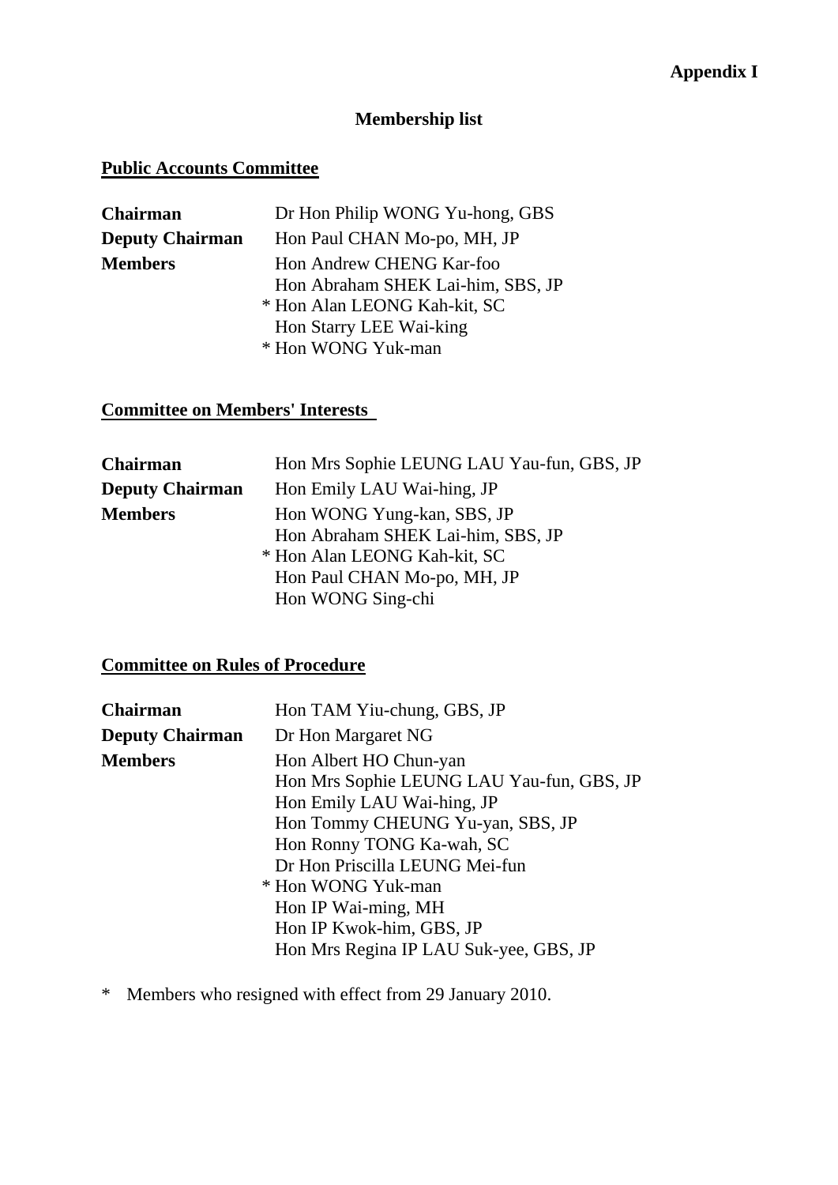**Appendix I**

# Membership list

## Public Accounts Committee

| | |
|---|---|
| **Chairman** | Dr Hon Philip WONG Yu-hong, GBS |
| **Deputy Chairman** | Hon Paul CHAN Mo-po, MH, JP |
| **Members** | Hon Andrew CHENG Kar-foo |
| | Hon Abraham SHEK Lai-him, SBS, JP |
| | * Hon Alan LEONG Kah-kit, SC |
| | Hon Starry LEE Wai-king |
| | * Hon WONG Yuk-man |

## Committee on Members' Interests

| | |
|---|---|
| **Chairman** | Hon Mrs Sophie LEUNG LAU Yau-fun, GBS, JP |
| **Deputy Chairman** | Hon Emily LAU Wai-hing, JP |
| **Members** | Hon WONG Yung-kan, SBS, JP |
| | Hon Abraham SHEK Lai-him, SBS, JP |
| | * Hon Alan LEONG Kah-kit, SC |
| | Hon Paul CHAN Mo-po, MH, JP |
| | Hon WONG Sing-chi |

## Committee on Rules of Procedure

| | |
|---|---|
| **Chairman** | Hon TAM Yiu-chung, GBS, JP |
| **Deputy Chairman** | Dr Hon Margaret NG |
| **Members** | Hon Albert HO Chun-yan |
| | Hon Mrs Sophie LEUNG LAU Yau-fun, GBS, JP |
| | Hon Emily LAU Wai-hing, JP |
| | Hon Tommy CHEUNG Yu-yan, SBS, JP |
| | Hon Ronny TONG Ka-wah, SC |
| | Dr Hon Priscilla LEUNG Mei-fun |
| | * Hon WONG Yuk-man |
| | Hon IP Wai-ming, MH |
| | Hon IP Kwok-him, GBS, JP |
| | Hon Mrs Regina IP LAU Suk-yee, GBS, JP |

\* Members who resigned with effect from 29 January 2010.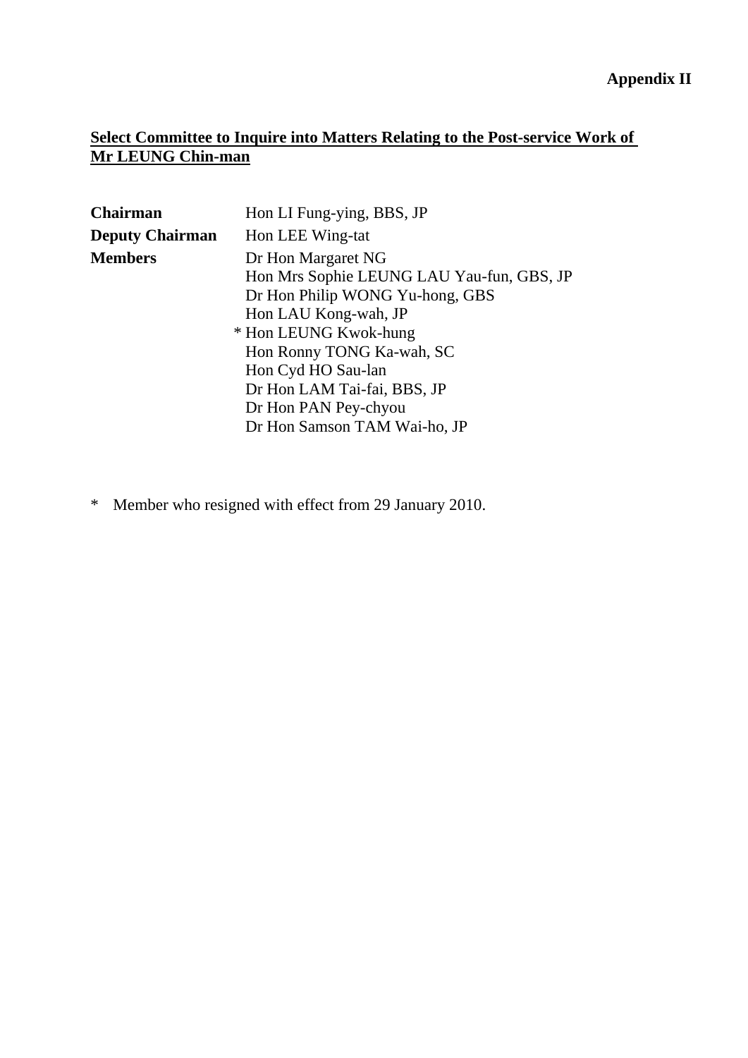**Appendix II**

**Select Committee to Inquire into Matters Relating to the Post-service Work of Mr LEUNG Chin-man**

| | |
|---|---|
| **Chairman** | Hon LI Fung-ying, BBS, JP |
| **Deputy Chairman** | Hon LEE Wing-tat |
| **Members** | Dr Hon Margaret NG |
| | Hon Mrs Sophie LEUNG LAU Yau-fun, GBS, JP |
| | Dr Hon Philip WONG Yu-hong, GBS |
| | Hon LAU Kong-wah, JP |
| | * Hon LEUNG Kwok-hung |
| | Hon Ronny TONG Ka-wah, SC |
| | Hon Cyd HO Sau-lan |
| | Dr Hon LAM Tai-fai, BBS, JP |
| | Dr Hon PAN Pey-chyou |
| | Dr Hon Samson TAM Wai-ho, JP |

\* Member who resigned with effect from 29 January 2010.